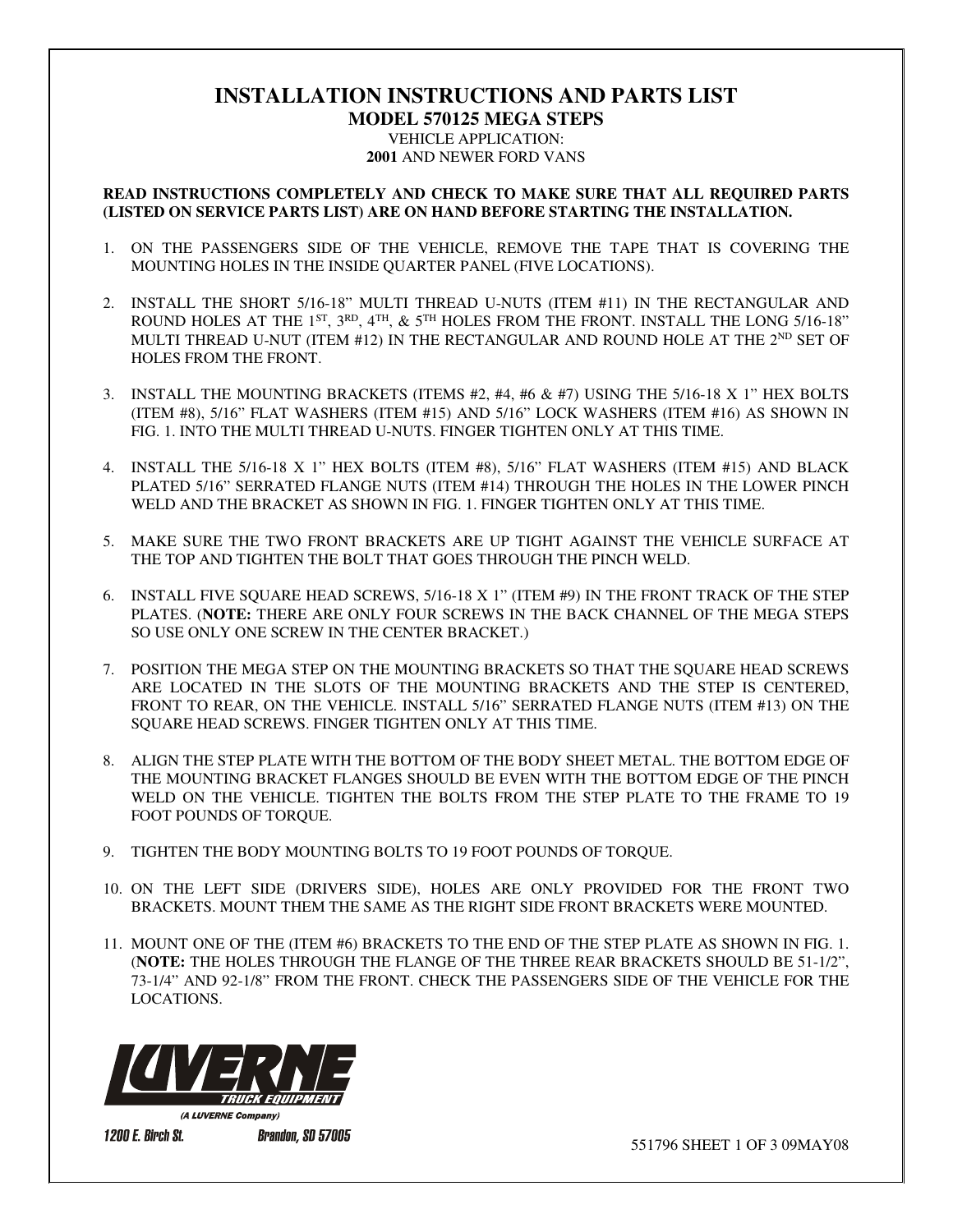# INSTALLATION INSTRUCTIONS AND PARTS LIST

## MODEL 570125 MEGA STEPS

VEHICLE APPLICATION:
**2001** AND NEWER FORD VANS

**READ INSTRUCTIONS COMPLETELY AND CHECK TO MAKE SURE THAT ALL REQUIRED PARTS (LISTED ON SERVICE PARTS LIST) ARE ON HAND BEFORE STARTING THE INSTALLATION.**

1. ON THE PASSENGERS SIDE OF THE VEHICLE, REMOVE THE TAPE THAT IS COVERING THE MOUNTING HOLES IN THE INSIDE QUARTER PANEL (FIVE LOCATIONS).

2. INSTALL THE SHORT 5/16-18" MULTI THREAD U-NUTS (ITEM #11) IN THE RECTANGULAR AND ROUND HOLES AT THE 1ST, 3RD, 4TH, & 5TH HOLES FROM THE FRONT. INSTALL THE LONG 5/16-18" MULTI THREAD U-NUT (ITEM #12) IN THE RECTANGULAR AND ROUND HOLE AT THE 2ND SET OF HOLES FROM THE FRONT.

3. INSTALL THE MOUNTING BRACKETS (ITEMS #2, #4, #6 & #7) USING THE 5/16-18 X 1" HEX BOLTS (ITEM #8), 5/16" FLAT WASHERS (ITEM #15) AND 5/16" LOCK WASHERS (ITEM #16) AS SHOWN IN FIG. 1. INTO THE MULTI THREAD U-NUTS. FINGER TIGHTEN ONLY AT THIS TIME.

4. INSTALL THE 5/16-18 X 1" HEX BOLTS (ITEM #8), 5/16" FLAT WASHERS (ITEM #15) AND BLACK PLATED 5/16" SERRATED FLANGE NUTS (ITEM #14) THROUGH THE HOLES IN THE LOWER PINCH WELD AND THE BRACKET AS SHOWN IN FIG. 1. FINGER TIGHTEN ONLY AT THIS TIME.

5. MAKE SURE THE TWO FRONT BRACKETS ARE UP TIGHT AGAINST THE VEHICLE SURFACE AT THE TOP AND TIGHTEN THE BOLT THAT GOES THROUGH THE PINCH WELD.

6. INSTALL FIVE SQUARE HEAD SCREWS, 5/16-18 X 1" (ITEM #9) IN THE FRONT TRACK OF THE STEP PLATES. (**NOTE:** THERE ARE ONLY FOUR SCREWS IN THE BACK CHANNEL OF THE MEGA STEPS SO USE ONLY ONE SCREW IN THE CENTER BRACKET.)

7. POSITION THE MEGA STEP ON THE MOUNTING BRACKETS SO THAT THE SQUARE HEAD SCREWS ARE LOCATED IN THE SLOTS OF THE MOUNTING BRACKETS AND THE STEP IS CENTERED, FRONT TO REAR, ON THE VEHICLE. INSTALL 5/16" SERRATED FLANGE NUTS (ITEM #13) ON THE SQUARE HEAD SCREWS. FINGER TIGHTEN ONLY AT THIS TIME.

8. ALIGN THE STEP PLATE WITH THE BOTTOM OF THE BODY SHEET METAL. THE BOTTOM EDGE OF THE MOUNTING BRACKET FLANGES SHOULD BE EVEN WITH THE BOTTOM EDGE OF THE PINCH WELD ON THE VEHICLE. TIGHTEN THE BOLTS FROM THE STEP PLATE TO THE FRAME TO 19 FOOT POUNDS OF TORQUE.

9. TIGHTEN THE BODY MOUNTING BOLTS TO 19 FOOT POUNDS OF TORQUE.

10. ON THE LEFT SIDE (DRIVERS SIDE), HOLES ARE ONLY PROVIDED FOR THE FRONT TWO BRACKETS. MOUNT THEM THE SAME AS THE RIGHT SIDE FRONT BRACKETS WERE MOUNTED.

11. MOUNT ONE OF THE (ITEM #6) BRACKETS TO THE END OF THE STEP PLATE AS SHOWN IN FIG. 1. (**NOTE:** THE HOLES THROUGH THE FLANGE OF THE THREE REAR BRACKETS SHOULD BE 51-1/2", 73-1/4" AND 92-1/8" FROM THE FRONT. CHECK THE PASSENGERS SIDE OF THE VEHICLE FOR THE LOCATIONS.

LUVERNE TRUCK EQUIPMENT
(A LUVERNE Company)
1200 E. Birch St. Brandon, SD 57005

551796 SHEET 1 OF 3 09MAY08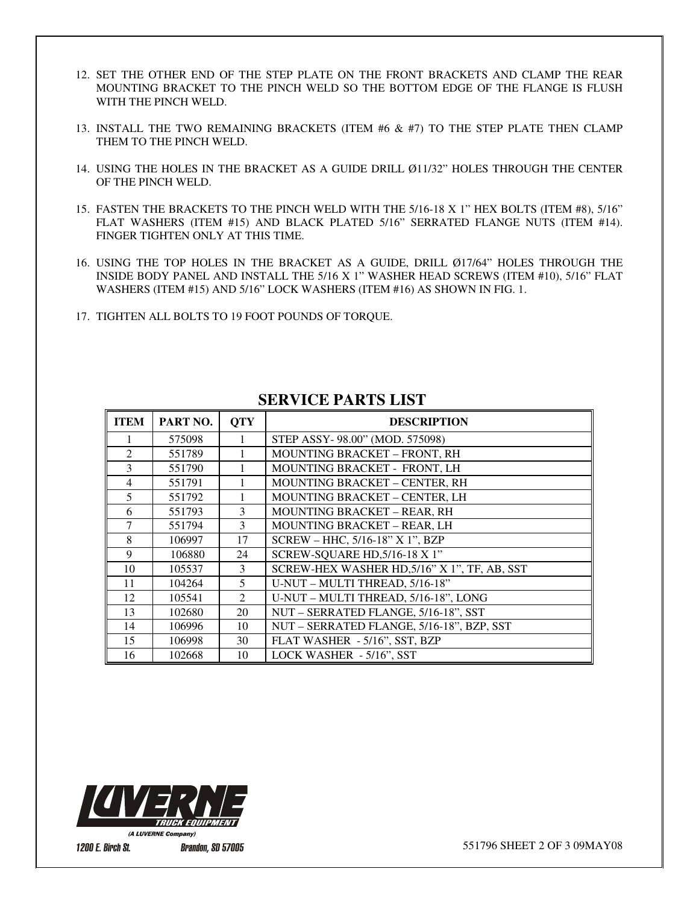12. SET THE OTHER END OF THE STEP PLATE ON THE FRONT BRACKETS AND CLAMP THE REAR MOUNTING BRACKET TO THE PINCH WELD SO THE BOTTOM EDGE OF THE FLANGE IS FLUSH WITH THE PINCH WELD.

13. INSTALL THE TWO REMAINING BRACKETS (ITEM #6 & #7) TO THE STEP PLATE THEN CLAMP THEM TO THE PINCH WELD.

14. USING THE HOLES IN THE BRACKET AS A GUIDE DRILL Ø11/32" HOLES THROUGH THE CENTER OF THE PINCH WELD.

15. FASTEN THE BRACKETS TO THE PINCH WELD WITH THE 5/16-18 X 1" HEX BOLTS (ITEM #8), 5/16" FLAT WASHERS (ITEM #15) AND BLACK PLATED 5/16" SERRATED FLANGE NUTS (ITEM #14). FINGER TIGHTEN ONLY AT THIS TIME.

16. USING THE TOP HOLES IN THE BRACKET AS A GUIDE, DRILL Ø17/64" HOLES THROUGH THE INSIDE BODY PANEL AND INSTALL THE 5/16 X 1" WASHER HEAD SCREWS (ITEM #10), 5/16" FLAT WASHERS (ITEM #15) AND 5/16" LOCK WASHERS (ITEM #16) AS SHOWN IN FIG. 1.

17. TIGHTEN ALL BOLTS TO 19 FOOT POUNDS OF TORQUE.

## SERVICE PARTS LIST

| ITEM | PART NO. | QTY | DESCRIPTION |
|---|---|---|---|
| 1 | 575098 | 1 | STEP ASSY- 98.00" (MOD. 575098) |
| 2 | 551789 | 1 | MOUNTING BRACKET – FRONT, RH |
| 3 | 551790 | 1 | MOUNTING BRACKET - FRONT, LH |
| 4 | 551791 | 1 | MOUNTING BRACKET – CENTER, RH |
| 5 | 551792 | 1 | MOUNTING BRACKET – CENTER, LH |
| 6 | 551793 | 3 | MOUNTING BRACKET – REAR, RH |
| 7 | 551794 | 3 | MOUNTING BRACKET – REAR, LH |
| 8 | 106997 | 17 | SCREW – HHC, 5/16-18" X 1", BZP |
| 9 | 106880 | 24 | SCREW-SQUARE HD,5/16-18 X 1" |
| 10 | 105537 | 3 | SCREW-HEX WASHER HD,5/16" X 1", TF, AB, SST |
| 11 | 104264 | 5 | U-NUT – MULTI THREAD, 5/16-18" |
| 12 | 105541 | 2 | U-NUT – MULTI THREAD, 5/16-18", LONG |
| 13 | 102680 | 20 | NUT – SERRATED FLANGE, 5/16-18", SST |
| 14 | 106996 | 10 | NUT – SERRATED FLANGE, 5/16-18", BZP, SST |
| 15 | 106998 | 30 | FLAT WASHER - 5/16", SST, BZP |
| 16 | 102668 | 10 | LOCK WASHER - 5/16", SST |

LUVERNE TRUCK EQUIPMENT (A LUVERNE Company)
1200 E. Birch St. Brandon, SD 57005

551796 SHEET 2 OF 3 09MAY08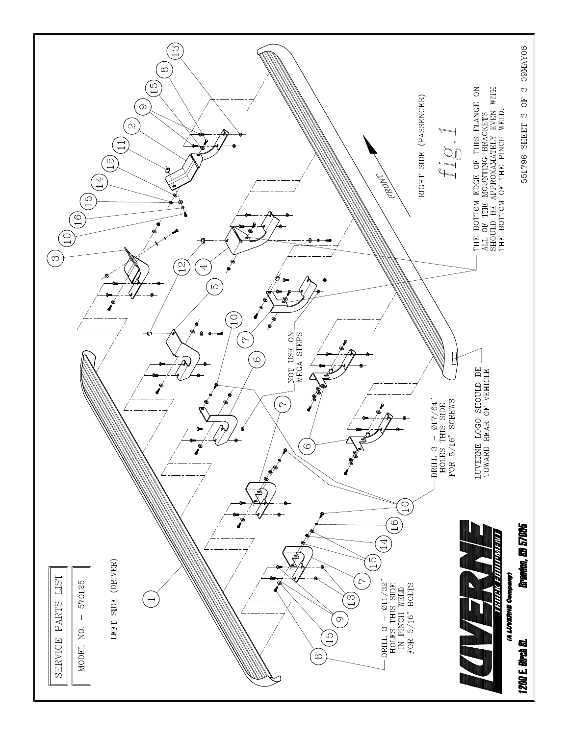SERVICE PARTS LIST

MODEL NO. - 570125

LEFT SIDE (DRIVER)

RIGHT SIDE (PASSENGER)

fig.1

FRONT

THE BOTTOM EDGE OF THIS FLANGE ON ALL OF THE MOUNTING BRACKETS SHOULD BE APPROXAMATELY EVEN WITH THE BOTTOM OF THE PINCH WELD.

NOT USE ON MEGA STEPS

DRILL 3 - Ø17/64" HOLES THIS SIDE FOR 5/16" SCREWS

DRILL 3 - Ø11/32" HOLES THIS SIDE IN PINCH WELD FOR 5/16" BOLTS

LUVERNE LOGO SHOULD BE TOWARD REAR OF VEHICLE

1 2 3 4 5 6 7 8 9 10 11 12 13 14 15 16

LUVERNE TRUCK EQUIPMENT (A LUVERNE Company)

1200 E. Birch St. Brandon, SD 57005

551796 SHEET 3 OF 3 09MAY08